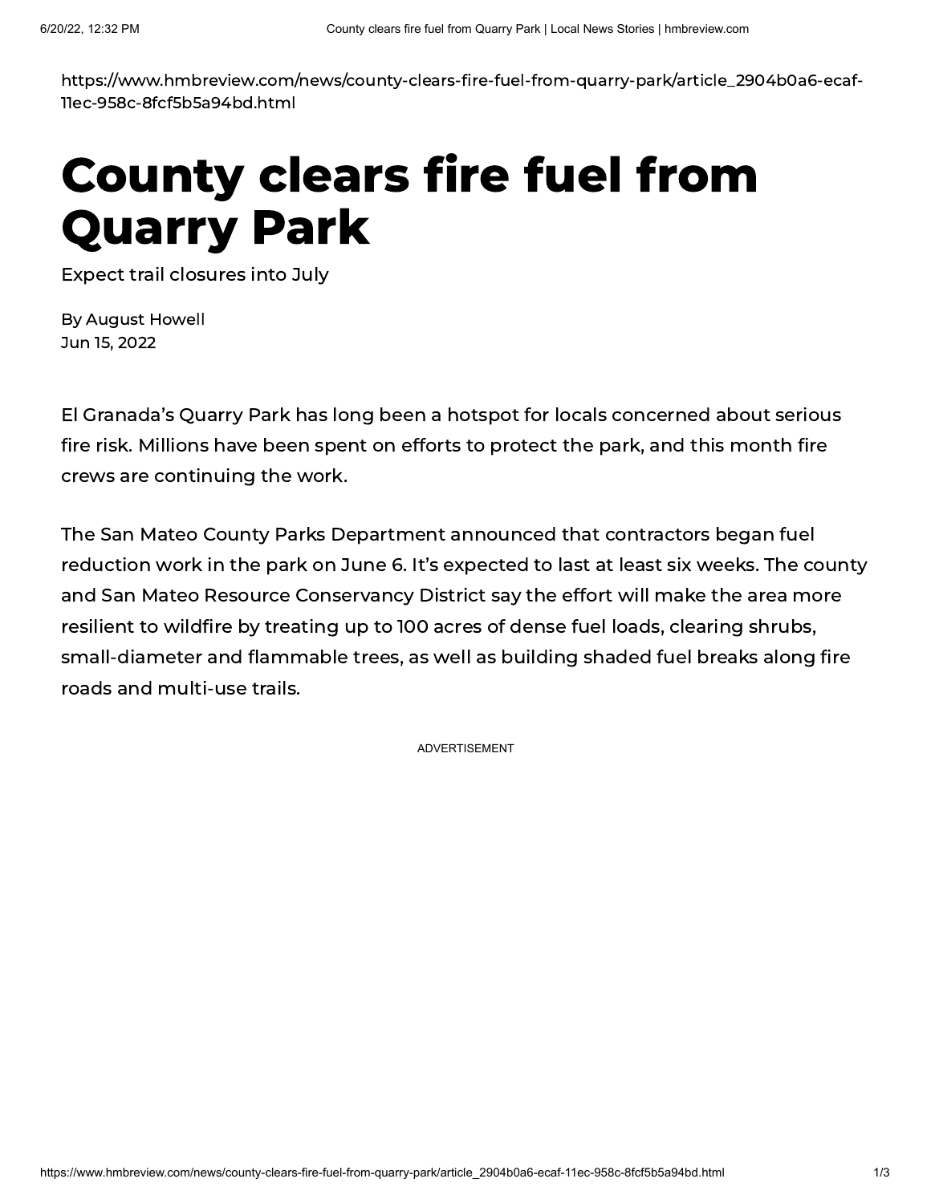https://www.hmbreview.com/news/county-clears-fire-fuel-from-quarry-park/article_2904b0a6-ecaf-11ec-958c-8fcf5b5a94bd.html

# County clears fire fuel from Quarry Park

Expect trail closures into July

By August Howell
Jun 15, 2022

El Granada's Quarry Park has long been a hotspot for locals concerned about serious fire risk. Millions have been spent on efforts to protect the park, and this month fire crews are continuing the work.

The San Mateo County Parks Department announced that contractors began fuel reduction work in the park on June 6. It's expected to last at least six weeks. The county and San Mateo Resource Conservancy District say the effort will make the area more resilient to wildfire by treating up to 100 acres of dense fuel loads, clearing shrubs, small-diameter and flammable trees, as well as building shaded fuel breaks along fire roads and multi-use trails.

ADVERTISEMENT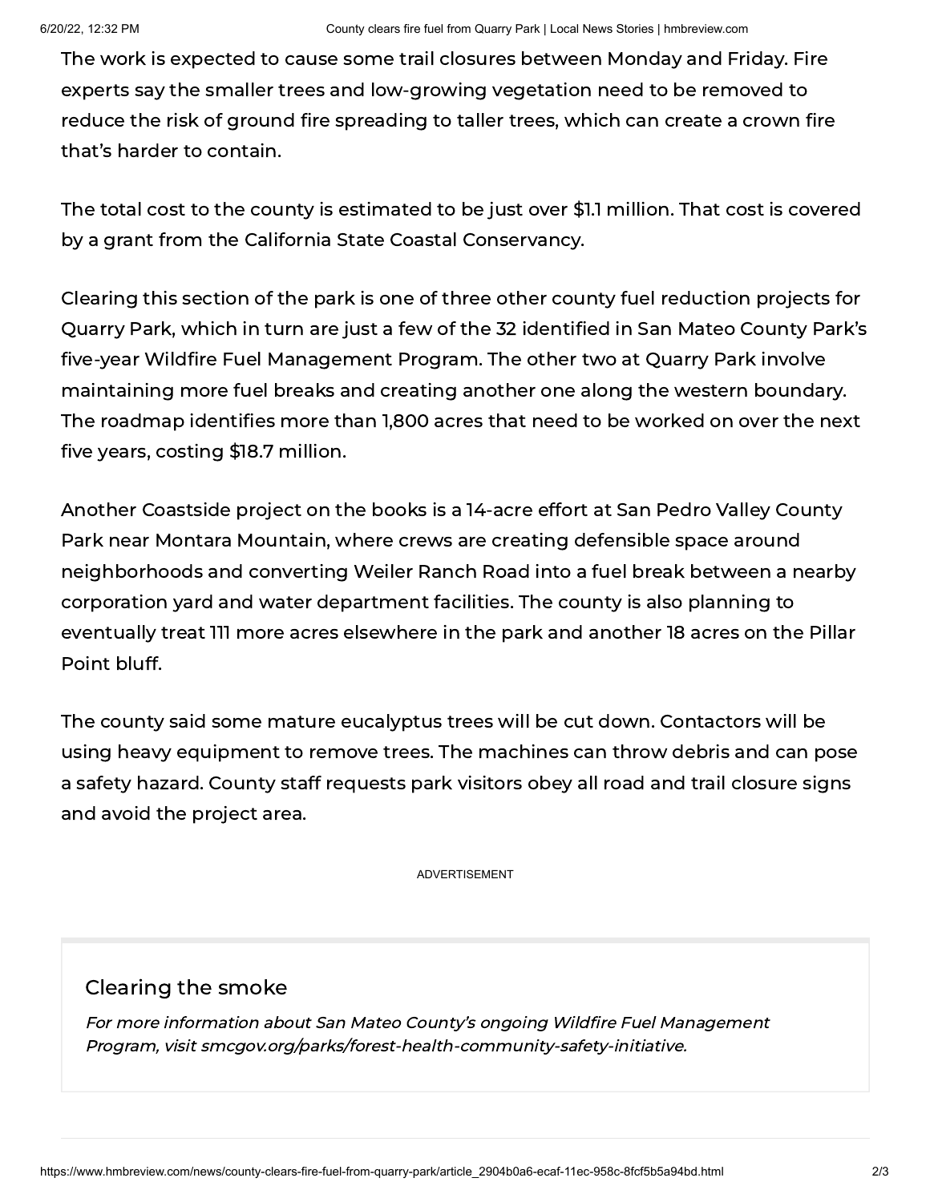The work is expected to cause some trail closures between Monday and Friday. Fire experts say the smaller trees and low-growing vegetation need to be removed to reduce the risk of ground fire spreading to taller trees, which can create a crown fire that's harder to contain.

The total cost to the county is estimated to be just over $1.1 million. That cost is covered by a grant from the California State Coastal Conservancy.

Clearing this section of the park is one of three other county fuel reduction projects for Quarry Park, which in turn are just a few of the 32 identified in San Mateo County Park's five-year Wildfire Fuel Management Program. The other two at Quarry Park involve maintaining more fuel breaks and creating another one along the western boundary. The roadmap identifies more than 1,800 acres that need to be worked on over the next five years, costing $18.7 million.

Another Coastside project on the books is a 14-acre effort at San Pedro Valley County Park near Montara Mountain, where crews are creating defensible space around neighborhoods and converting Weiler Ranch Road into a fuel break between a nearby corporation yard and water department facilities. The county is also planning to eventually treat 111 more acres elsewhere in the park and another 18 acres on the Pillar Point bluff.

The county said some mature eucalyptus trees will be cut down. Contactors will be using heavy equipment to remove trees. The machines can throw debris and can pose a safety hazard. County staff requests park visitors obey all road and trail closure signs and avoid the project area.

ADVERTISEMENT

## Clearing the smoke

*For more information about San Mateo County's ongoing Wildfire Fuel Management Program, visit smcgov.org/parks/forest-health-community-safety-initiative.*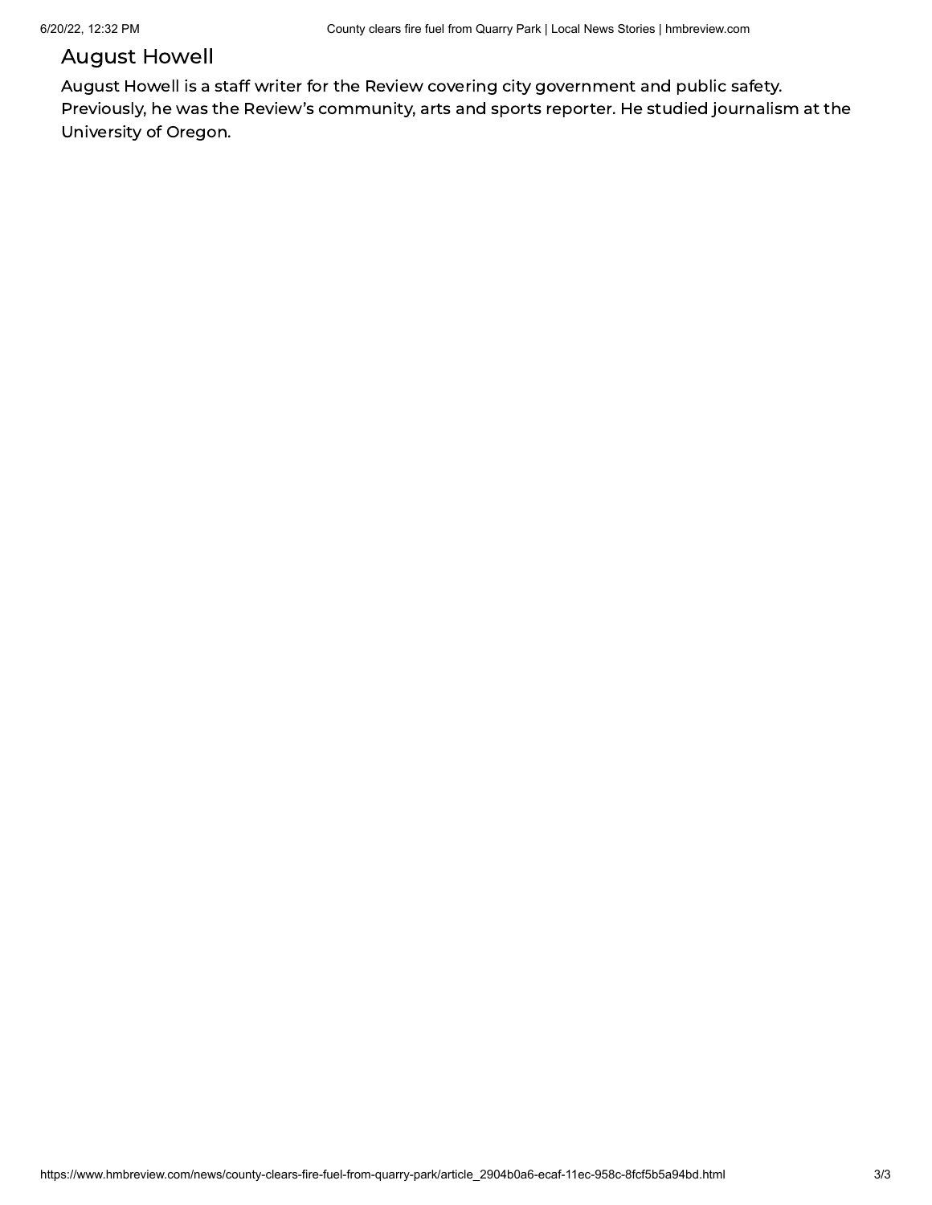## August Howell

August Howell is a staff writer for the Review covering city government and public safety. Previously, he was the Review's community, arts and sports reporter. He studied journalism at the University of Oregon.